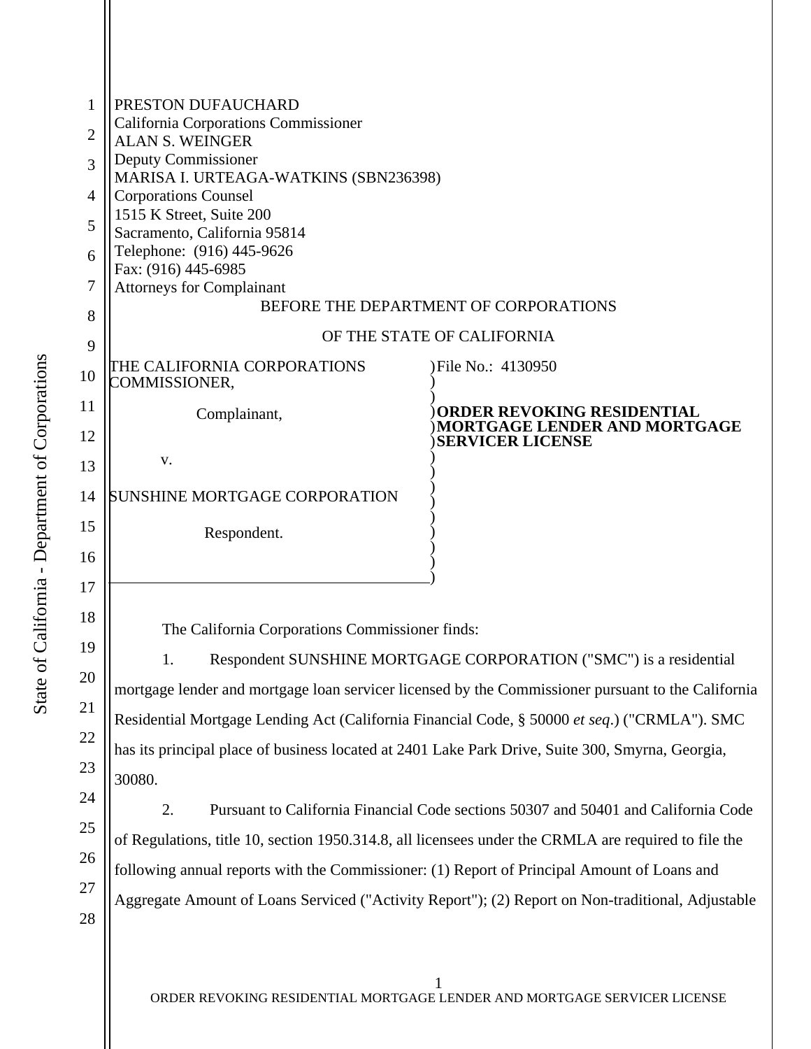PRESTON DUFAUCHARD
California Corporations Commissioner
ALAN S. WEINGER
Deputy Commissioner
MARISA I. URTEAGA-WATKINS (SBN236398)
Corporations Counsel
1515 K Street, Suite 200
Sacramento, California 95814
Telephone: (916) 445-9626
Fax: (916) 445-6985
Attorneys for Complainant

BEFORE THE DEPARTMENT OF CORPORATIONS

OF THE STATE OF CALIFORNIA

THE CALIFORNIA CORPORATIONS COMMISSIONER,

Complainant,

v.

SUNSHINE MORTGAGE CORPORATION

Respondent.

File No.: 4130950

**ORDER REVOKING RESIDENTIAL MORTGAGE LENDER AND MORTGAGE SERVICER LICENSE**

The California Corporations Commissioner finds:

1. Respondent SUNSHINE MORTGAGE CORPORATION ("SMC") is a residential mortgage lender and mortgage loan servicer licensed by the Commissioner pursuant to the California Residential Mortgage Lending Act (California Financial Code, § 50000 *et seq*.) ("CRMLA"). SMC has its principal place of business located at 2401 Lake Park Drive, Suite 300, Smyrna, Georgia, 30080.

2. Pursuant to California Financial Code sections 50307 and 50401 and California Code of Regulations, title 10, section 1950.314.8, all licensees under the CRMLA are required to file the following annual reports with the Commissioner: (1) Report of Principal Amount of Loans and Aggregate Amount of Loans Serviced ("Activity Report"); (2) Report on Non-traditional, Adjustable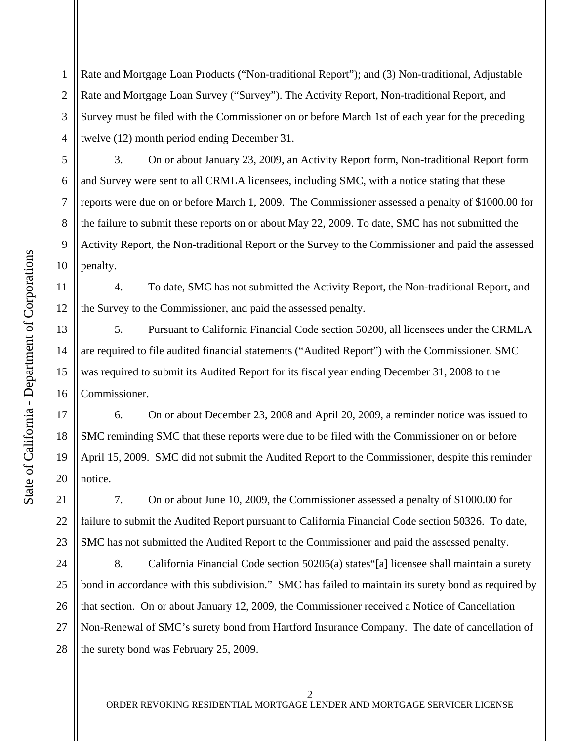Rate and Mortgage Loan Products ("Non-traditional Report"); and (3) Non-traditional, Adjustable Rate and Mortgage Loan Survey ("Survey"). The Activity Report, Non-traditional Report, and Survey must be filed with the Commissioner on or before March 1st of each year for the preceding twelve (12) month period ending December 31.

3. On or about January 23, 2009, an Activity Report form, Non-traditional Report form and Survey were sent to all CRMLA licensees, including SMC, with a notice stating that these reports were due on or before March 1, 2009. The Commissioner assessed a penalty of $1000.00 for the failure to submit these reports on or about May 22, 2009. To date, SMC has not submitted the Activity Report, the Non-traditional Report or the Survey to the Commissioner and paid the assessed penalty.

4. To date, SMC has not submitted the Activity Report, the Non-traditional Report, and the Survey to the Commissioner, and paid the assessed penalty.

5. Pursuant to California Financial Code section 50200, all licensees under the CRMLA are required to file audited financial statements ("Audited Report") with the Commissioner. SMC was required to submit its Audited Report for its fiscal year ending December 31, 2008 to the Commissioner.

6. On or about December 23, 2008 and April 20, 2009, a reminder notice was issued to SMC reminding SMC that these reports were due to be filed with the Commissioner on or before April 15, 2009. SMC did not submit the Audited Report to the Commissioner, despite this reminder notice.

7. On or about June 10, 2009, the Commissioner assessed a penalty of $1000.00 for failure to submit the Audited Report pursuant to California Financial Code section 50326. To date, SMC has not submitted the Audited Report to the Commissioner and paid the assessed penalty.

8. California Financial Code section 50205(a) states"[a] licensee shall maintain a surety bond in accordance with this subdivision." SMC has failed to maintain its surety bond as required by that section. On or about January 12, 2009, the Commissioner received a Notice of Cancellation Non-Renewal of SMC's surety bond from Hartford Insurance Company. The date of cancellation of the surety bond was February 25, 2009.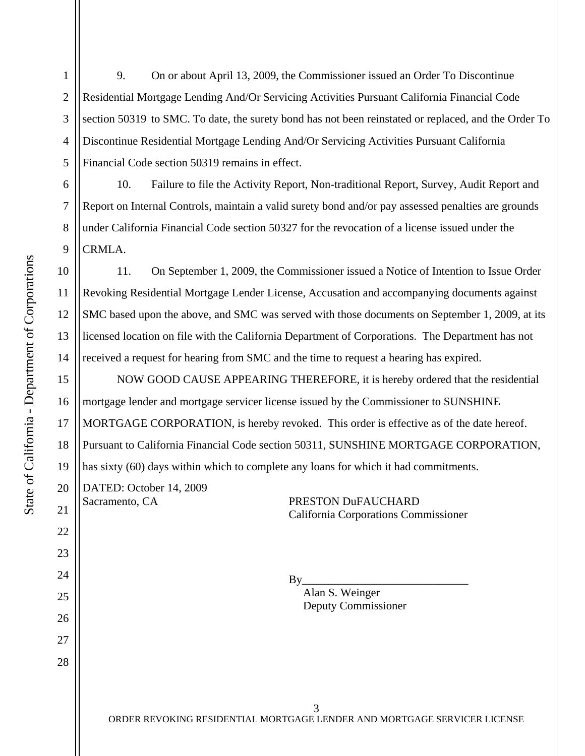9. On or about April 13, 2009, the Commissioner issued an Order To Discontinue Residential Mortgage Lending And/Or Servicing Activities Pursuant California Financial Code section 50319 to SMC. To date, the surety bond has not been reinstated or replaced, and the Order To Discontinue Residential Mortgage Lending And/Or Servicing Activities Pursuant California Financial Code section 50319 remains in effect.

10. Failure to file the Activity Report, Non-traditional Report, Survey, Audit Report and Report on Internal Controls, maintain a valid surety bond and/or pay assessed penalties are grounds under California Financial Code section 50327 for the revocation of a license issued under the CRMLA.

11. On September 1, 2009, the Commissioner issued a Notice of Intention to Issue Order Revoking Residential Mortgage Lender License, Accusation and accompanying documents against SMC based upon the above, and SMC was served with those documents on September 1, 2009, at its licensed location on file with the California Department of Corporations. The Department has not received a request for hearing from SMC and the time to request a hearing has expired.

NOW GOOD CAUSE APPEARING THEREFORE, it is hereby ordered that the residential mortgage lender and mortgage servicer license issued by the Commissioner to SUNSHINE MORTGAGE CORPORATION, is hereby revoked. This order is effective as of the date hereof. Pursuant to California Financial Code section 50311, SUNSHINE MORTGAGE CORPORATION, has sixty (60) days within which to complete any loans for which it had commitments.

DATED: October 14, 2009
Sacramento, CA

PRESTON DuFAUCHARD
California Corporations Commissioner

By_____________________________
Alan S. Weinger
Deputy Commissioner